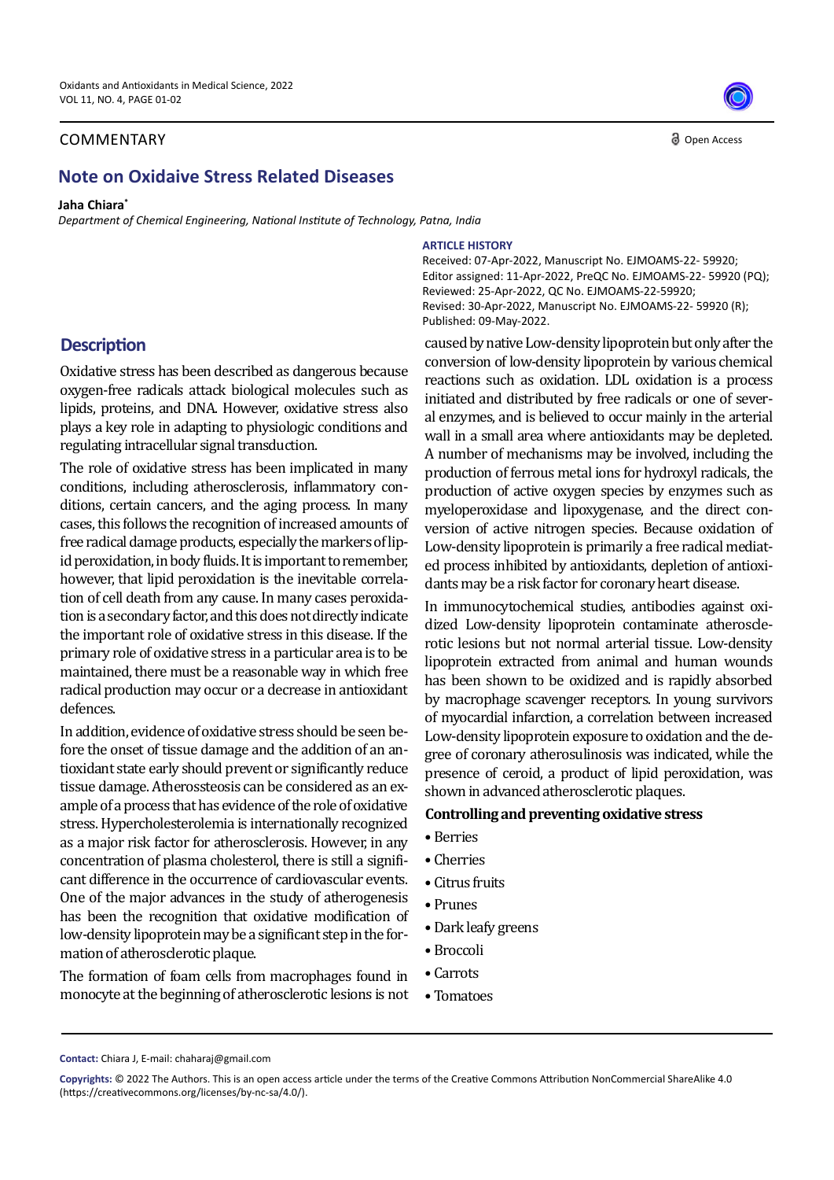COMMENTARY

Open Access

# Note on Oxidaive Stress Related Diseases

**Jaha Chiara***

*Department of Chemical Engineering, National Institute of Technology, Patna, India*

**ARTICLE HISTORY**

Received: 07-Apr-2022, Manuscript No. EJMOAMS-22- 59920;
Editor assigned: 11-Apr-2022, PreQC No. EJMOAMS-22- 59920 (PQ);
Reviewed: 25-Apr-2022, QC No. EJMOAMS-22-59920;
Revised: 30-Apr-2022, Manuscript No. EJMOAMS-22- 59920 (R);
Published: 09-May-2022.

## Description

Oxidative stress has been described as dangerous because oxygen-free radicals attack biological molecules such as lipids, proteins, and DNA. However, oxidative stress also plays a key role in adapting to physiologic conditions and regulating intracellular signal transduction.

The role of oxidative stress has been implicated in many conditions, including atherosclerosis, inflammatory conditions, certain cancers, and the aging process. In many cases, this follows the recognition of increased amounts of free radical damage products, especially the markers of lipid peroxidation, in body fluids. It is important to remember, however, that lipid peroxidation is the inevitable correlation of cell death from any cause. In many cases peroxidation is a secondary factor, and this does not directly indicate the important role of oxidative stress in this disease. If the primary role of oxidative stress in a particular area is to be maintained, there must be a reasonable way in which free radical production may occur or a decrease in antioxidant defences.

In addition, evidence of oxidative stress should be seen before the onset of tissue damage and the addition of an antioxidant state early should prevent or significantly reduce tissue damage. Atherossteosis can be considered as an example of a process that has evidence of the role of oxidative stress. Hypercholesterolemia is internationally recognized as a major risk factor for atherosclerosis. However, in any concentration of plasma cholesterol, there is still a significant difference in the occurrence of cardiovascular events. One of the major advances in the study of atherogenesis has been the recognition that oxidative modification of low-density lipoprotein may be a significant step in the formation of atherosclerotic plaque.

The formation of foam cells from macrophages found in monocyte at the beginning of atherosclerotic lesions is not caused by native Low-density lipoprotein but only after the conversion of low-density lipoprotein by various chemical reactions such as oxidation. LDL oxidation is a process initiated and distributed by free radicals or one of several enzymes, and is believed to occur mainly in the arterial wall in a small area where antioxidants may be depleted. A number of mechanisms may be involved, including the production of ferrous metal ions for hydroxyl radicals, the production of active oxygen species by enzymes such as myeloperoxidase and lipoxygenase, and the direct conversion of active nitrogen species. Because oxidation of Low-density lipoprotein is primarily a free radical mediated process inhibited by antioxidants, depletion of antioxidants may be a risk factor for coronary heart disease.

In immunocytochemical studies, antibodies against oxidized Low-density lipoprotein contaminate atherosclerotic lesions but not normal arterial tissue. Low-density lipoprotein extracted from animal and human wounds has been shown to be oxidized and is rapidly absorbed by macrophage scavenger receptors. In young survivors of myocardial infarction, a correlation between increased Low-density lipoprotein exposure to oxidation and the degree of coronary atherosulinosis was indicated, while the presence of ceroid, a product of lipid peroxidation, was shown in advanced atherosclerotic plaques.

### Controlling and preventing oxidative stress

- Berries
- Cherries
- Citrus fruits
- Prunes
- Dark leafy greens
- Broccoli
- Carrots
- Tomatoes

**Contact:** Chiara J, E-mail: chaharaj@gmail.com

**Copyrights:** © 2022 The Authors. This is an open access article under the terms of the Creative Commons Attribution NonCommercial ShareAlike 4.0 (https://creativecommons.org/licenses/by-nc-sa/4.0/).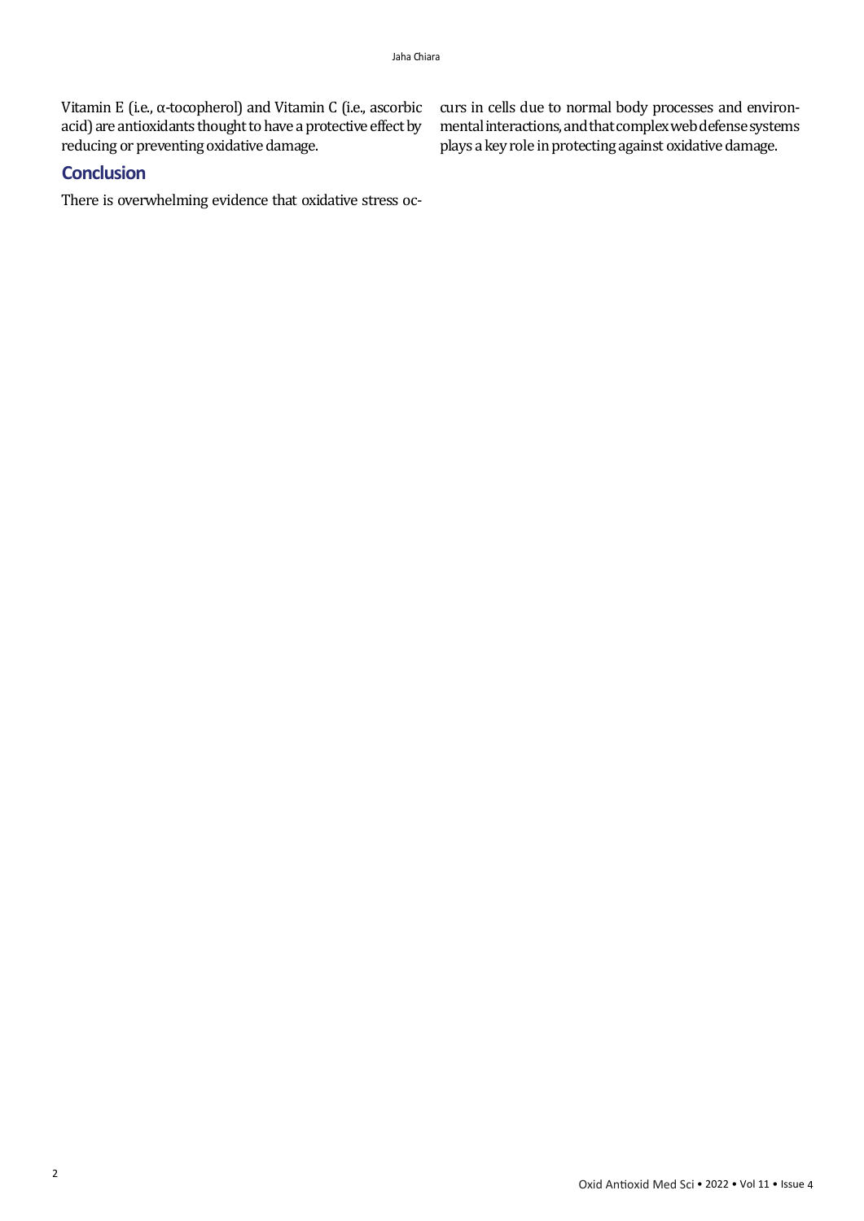Vitamin E (i.e., α-tocopherol) and Vitamin C (i.e., ascorbic acid) are antioxidants thought to have a protective effect by reducing or preventing oxidative damage.

## Conclusion

There is overwhelming evidence that oxidative stress occurs in cells due to normal body processes and environmental interactions, and that complex web defense systems plays a key role in protecting against oxidative damage.